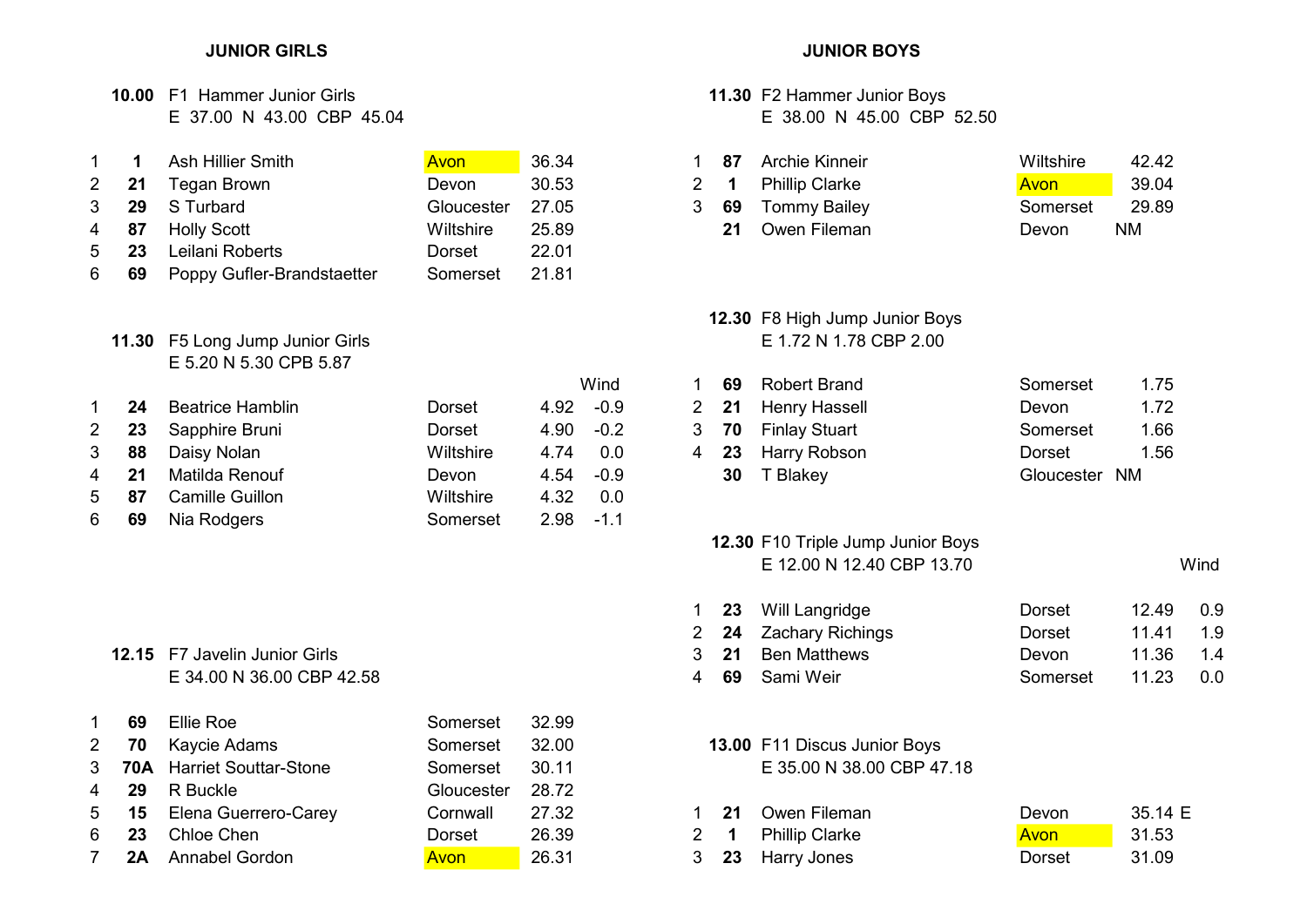## JUNIOR GIRLS

**10.00** F1 Hammer Junior Girls
E 37.00 N 43.00 CBP 45.04

| Pos | No | Name | County | Mark |
|---|---|---|---|---|
| 1 | **1** | Ash Hillier Smith | Avon | 36.34 |
| 2 | **21** | Tegan Brown | Devon | 30.53 |
| 3 | **29** | S Turbard | Gloucester | 27.05 |
| 4 | **87** | Holly Scott | Wiltshire | 25.89 |
| 5 | **23** | Leilani Roberts | Dorset | 22.01 |
| 6 | **69** | Poppy Gufler-Brandstaetter | Somerset | 21.81 |

**11.30** F5 Long Jump Junior Girls
E 5.20 N 5.30 CPB 5.87

| Pos | No | Name | County | Mark | Wind |
|---|---|---|---|---|---|
| 1 | **24** | Beatrice Hamblin | Dorset | 4.92 | -0.9 |
| 2 | **23** | Sapphire Bruni | Dorset | 4.90 | -0.2 |
| 3 | **88** | Daisy Nolan | Wiltshire | 4.74 | 0.0 |
| 4 | **21** | Matilda Renouf | Devon | 4.54 | -0.9 |
| 5 | **87** | Camille Guillon | Wiltshire | 4.32 | 0.0 |
| 6 | **69** | Nia Rodgers | Somerset | 2.98 | -1.1 |

**12.15** F7 Javelin Junior Girls
E 34.00 N 36.00 CBP 42.58

| Pos | No | Name | County | Mark |
|---|---|---|---|---|
| 1 | **69** | Ellie Roe | Somerset | 32.99 |
| 2 | **70** | Kaycie Adams | Somerset | 32.00 |
| 3 | **70A** | Harriet Souttar-Stone | Somerset | 30.11 |
| 4 | **29** | R Buckle | Gloucester | 28.72 |
| 5 | **15** | Elena Guerrero-Carey | Cornwall | 27.32 |
| 6 | **23** | Chloe Chen | Dorset | 26.39 |
| 7 | **2A** | Annabel Gordon | Avon | 26.31 |

## JUNIOR BOYS

**11.30** F2 Hammer Junior Boys
E 38.00 N 45.00 CBP 52.50

| Pos | No | Name | County | Mark |
|---|---|---|---|---|
| 1 | **87** | Archie Kinneir | Wiltshire | 42.42 |
| 2 | **1** | Phillip Clarke | Avon | 39.04 |
| 3 | **69** | Tommy Bailey | Somerset | 29.89 |
| | **21** | Owen Fileman | Devon | NM |

**12.30** F8 High Jump Junior Boys
E 1.72 N 1.78 CBP 2.00

| Pos | No | Name | County | Mark |
|---|---|---|---|---|
| 1 | **69** | Robert Brand | Somerset | 1.75 |
| 2 | **21** | Henry Hassell | Devon | 1.72 |
| 3 | **70** | Finlay Stuart | Somerset | 1.66 |
| 4 | **23** | Harry Robson | Dorset | 1.56 |
| | **30** | T Blakey | Gloucester | NM |

**12.30** F10 Triple Jump Junior Boys
E 12.00 N 12.40 CBP 13.70

| Pos | No | Name | County | Mark | Wind |
|---|---|---|---|---|---|
| 1 | **23** | Will Langridge | Dorset | 12.49 | 0.9 |
| 2 | **24** | Zachary Richings | Dorset | 11.41 | 1.9 |
| 3 | **21** | Ben Matthews | Devon | 11.36 | 1.4 |
| 4 | **69** | Sami Weir | Somerset | 11.23 | 0.0 |

**13.00** F11 Discus Junior Boys
E 35.00 N 38.00 CBP 47.18

| Pos | No | Name | County | Mark |
|---|---|---|---|---|
| 1 | **21** | Owen Fileman | Devon | 35.14 E |
| 2 | **1** | Phillip Clarke | Avon | 31.53 |
| 3 | **23** | Harry Jones | Dorset | 31.09 |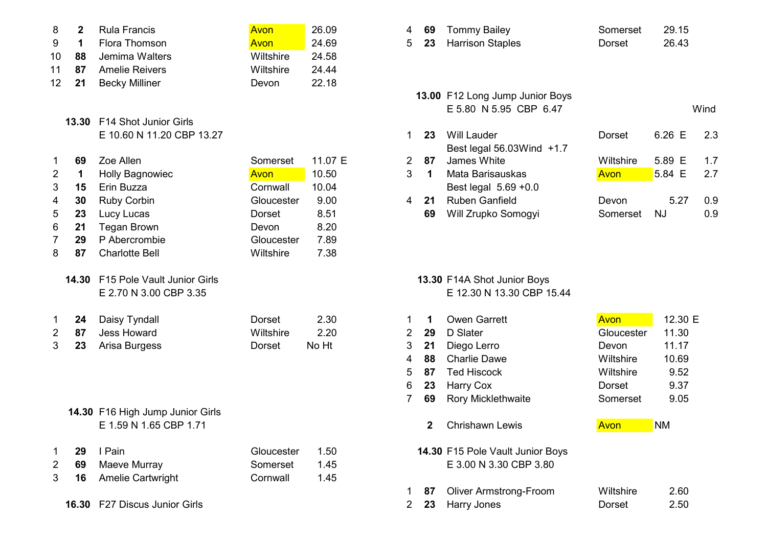| | | | | |
|---|---|---|---|---|
| 8 | **2** | Rula Francis | Avon | 26.09 |
| 9 | **1** | Flora Thomson | Avon | 24.69 |
| 10 | **88** | Jemima Walters | Wiltshire | 24.58 |
| 11 | **87** | Amelie Reivers | Wiltshire | 24.44 |
| 12 | **21** | Becky Milliner | Devon | 22.18 |

**13.30** F14 Shot Junior Girls
E 10.60 N 11.20 CBP 13.27

| | | | | |
|---|---|---|---|---|
| 1 | **69** | Zoe Allen | Somerset | 11.07 E |
| 2 | **1** | Holly Bagnowiec | Avon | 10.50 |
| 3 | **15** | Erin Buzza | Cornwall | 10.04 |
| 4 | **30** | Ruby Corbin | Gloucester | 9.00 |
| 5 | **23** | Lucy Lucas | Dorset | 8.51 |
| 6 | **21** | Tegan Brown | Devon | 8.20 |
| 7 | **29** | P Abercrombie | Gloucester | 7.89 |
| 8 | **87** | Charlotte Bell | Wiltshire | 7.38 |

**14.30** F15 Pole Vault Junior Girls
E 2.70 N 3.00 CBP 3.35

| | | | | |
|---|---|---|---|---|
| 1 | **24** | Daisy Tyndall | Dorset | 2.30 |
| 2 | **87** | Jess Howard | Wiltshire | 2.20 |
| 3 | **23** | Arisa Burgess | Dorset | No Ht |

**14.30** F16 High Jump Junior Girls
E 1.59 N 1.65 CBP 1.71

| | | | | |
|---|---|---|---|---|
| 1 | **29** | I Pain | Gloucester | 1.50 |
| 2 | **69** | Maeve Murray | Somerset | 1.45 |
| 3 | **16** | Amelie Cartwright | Cornwall | 1.45 |

**16.30** F27 Discus Junior Girls

| | | | | |
|---|---|---|---|---|
| 4 | **69** | Tommy Bailey | Somerset | 29.15 |
| 5 | **23** | Harrison Staples | Dorset | 26.43 |

**13.00** F12 Long Jump Junior Boys
E 5.80 N 5.95 CBP 6.47

| | | | | | Wind |
|---|---|---|---|---|---|
| 1 | **23** | Will Lauder | Dorset | 6.26 E | 2.3 |
| | | Best legal 56.03Wind +1.7 | | | |
| 2 | **87** | James White | Wiltshire | 5.89 E | 1.7 |
| 3 | **1** | Mata Barisauskas | Avon | 5.84 E | 2.7 |
| | | Best legal 5.69 +0.0 | | | |
| 4 | **21** | Ruben Ganfield | Devon | 5.27 | 0.9 |
| | **69** | Will Zrupko Somogyi | Somerset | NJ | 0.9 |

**13.30** F14A Shot Junior Boys
E 12.30 N 13.30 CBP 15.44

| | | | | |
|---|---|---|---|---|
| 1 | **1** | Owen Garrett | Avon | 12.30 E |
| 2 | **29** | D Slater | Gloucester | 11.30 |
| 3 | **21** | Diego Lerro | Devon | 11.17 |
| 4 | **88** | Charlie Dawe | Wiltshire | 10.69 |
| 5 | **87** | Ted Hiscock | Wiltshire | 9.52 |
| 6 | **23** | Harry Cox | Dorset | 9.37 |
| 7 | **69** | Rory Micklethwaite | Somerset | 9.05 |
| | **2** | Chrishawn Lewis | Avon | NM |

**14.30** F15 Pole Vault Junior Boys
E 3.00 N 3.30 CBP 3.80

| | | | | |
|---|---|---|---|---|
| 1 | **87** | Oliver Armstrong-Froom | Wiltshire | 2.60 |
| 2 | **23** | Harry Jones | Dorset | 2.50 |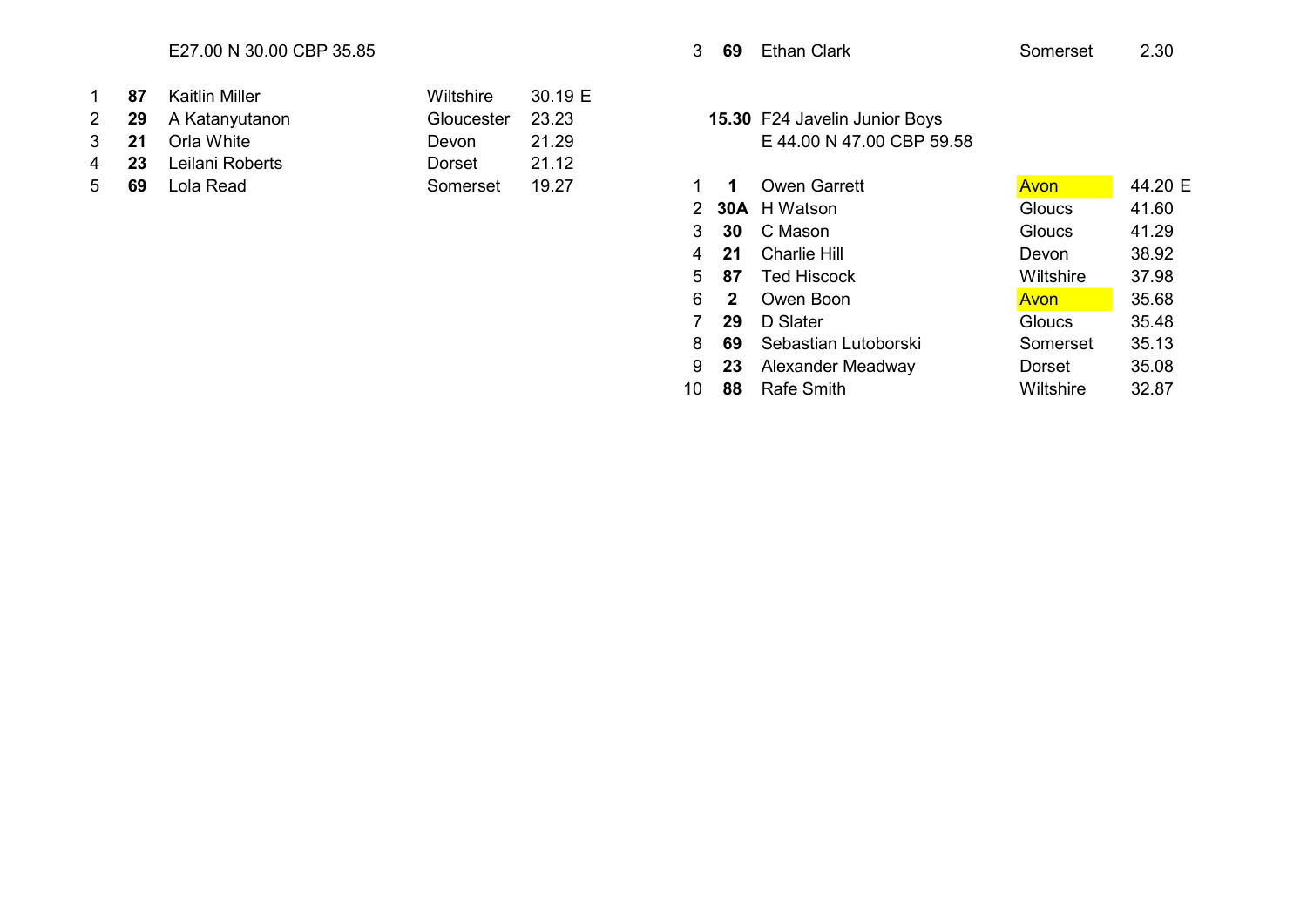E27.00 N 30.00 CBP 35.85

| | | | | |
|---|---|---|---|---|
| 1 | **87** | Kaitlin Miller | Wiltshire | 30.19 E |
| 2 | **29** | A Katanyutanon | Gloucester | 23.23 |
| 3 | **21** | Orla White | Devon | 21.29 |
| 4 | **23** | Leilani Roberts | Dorset | 21.12 |
| 5 | **69** | Lola Read | Somerset | 19.27 |

| | | | | |
|---|---|---|---|---|
| 3 | **69** | Ethan Clark | Somerset | 2.30 |

**15.30** F24 Javelin Junior Boys
E 44.00 N 47.00 CBP 59.58

| | | | | |
|---|---|---|---|---|
| 1 | **1** | Owen Garrett | Avon | 44.20 E |
| 2 | **30A** | H Watson | Gloucs | 41.60 |
| 3 | **30** | C Mason | Gloucs | 41.29 |
| 4 | **21** | Charlie Hill | Devon | 38.92 |
| 5 | **87** | Ted Hiscock | Wiltshire | 37.98 |
| 6 | **2** | Owen Boon | Avon | 35.68 |
| 7 | **29** | D Slater | Gloucs | 35.48 |
| 8 | **69** | Sebastian Lutoborski | Somerset | 35.13 |
| 9 | **23** | Alexander Meadway | Dorset | 35.08 |
| 10 | **88** | Rafe Smith | Wiltshire | 32.87 |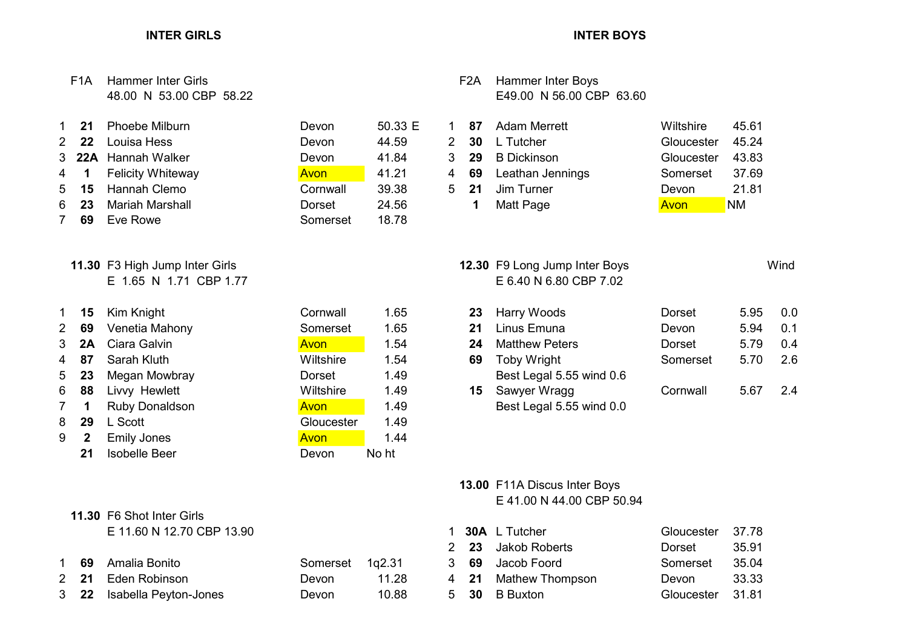## INTER GIRLS

### F1A Hammer Inter Girls

48.00 N 53.00 CBP 58.22

| | | | | |
|---|---|---|---|---|
| 1 | **21** | Phoebe Milburn | Devon | 50.33 E |
| 2 | **22** | Louisa Hess | Devon | 44.59 |
| 3 | **22A** | Hannah Walker | Devon | 41.84 |
| 4 | **1** | Felicity Whiteway | Avon | 41.21 |
| 5 | **15** | Hannah Clemo | Cornwall | 39.38 |
| 6 | **23** | Mariah Marshall | Dorset | 24.56 |
| 7 | **69** | Eve Rowe | Somerset | 18.78 |

### 11.30 F3 High Jump Inter Girls

E 1.65 N 1.71 CBP 1.77

| | | | | |
|---|---|---|---|---|
| 1 | **15** | Kim Knight | Cornwall | 1.65 |
| 2 | **69** | Venetia Mahony | Somerset | 1.65 |
| 3 | **2A** | Ciara Galvin | Avon | 1.54 |
| 4 | **87** | Sarah Kluth | Wiltshire | 1.54 |
| 5 | **23** | Megan Mowbray | Dorset | 1.49 |
| 6 | **88** | Livvy Hewlett | Wiltshire | 1.49 |
| 7 | **1** | Ruby Donaldson | Avon | 1.49 |
| 8 | **29** | L Scott | Gloucester | 1.49 |
| 9 | **2** | Emily Jones | Avon | 1.44 |
| | **21** | Isobelle Beer | Devon | No ht |

### 11.30 F6 Shot Inter Girls

E 11.60 N 12.70 CBP 13.90

| | | | | |
|---|---|---|---|---|
| 1 | **69** | Amalia Bonito | Somerset | 1q2.31 |
| 2 | **21** | Eden Robinson | Devon | 11.28 |
| 3 | **22** | Isabella Peyton-Jones | Devon | 10.88 |

## INTER BOYS

### F2A Hammer Inter Boys

E49.00 N 56.00 CBP 63.60

| | | | | |
|---|---|---|---|---|
| 1 | **87** | Adam Merrett | Wiltshire | 45.61 |
| 2 | **30** | L Tutcher | Gloucester | 45.24 |
| 3 | **29** | B Dickinson | Gloucester | 43.83 |
| 4 | **69** | Leathan Jennings | Somerset | 37.69 |
| 5 | **21** | Jim Turner | Devon | 21.81 |
| | **1** | Matt Page | Avon | NM |

### 12.30 F9 Long Jump Inter Boys

E 6.40 N 6.80 CBP 7.02

| | | | | Wind |
|---|---|---|---|---|
| **23** | Harry Woods | Dorset | 5.95 | 0.0 |
| **21** | Linus Emuna | Devon | 5.94 | 0.1 |
| **24** | Matthew Peters | Dorset | 5.79 | 0.4 |
| **69** | Toby Wright | Somerset | 5.70 | 2.6 |
| | Best Legal 5.55 wind 0.6 | | | |
| **15** | Sawyer Wragg | Cornwall | 5.67 | 2.4 |
| | Best Legal 5.55 wind 0.0 | | | |

### 13.00 F11A Discus Inter Boys

E 41.00 N 44.00 CBP 50.94

| | | | | |
|---|---|---|---|---|
| 1 | **30A** | L Tutcher | Gloucester | 37.78 |
| 2 | **23** | Jakob Roberts | Dorset | 35.91 |
| 3 | **69** | Jacob Foord | Somerset | 35.04 |
| 4 | **21** | Mathew Thompson | Devon | 33.33 |
| 5 | **30** | B Buxton | Gloucester | 31.81 |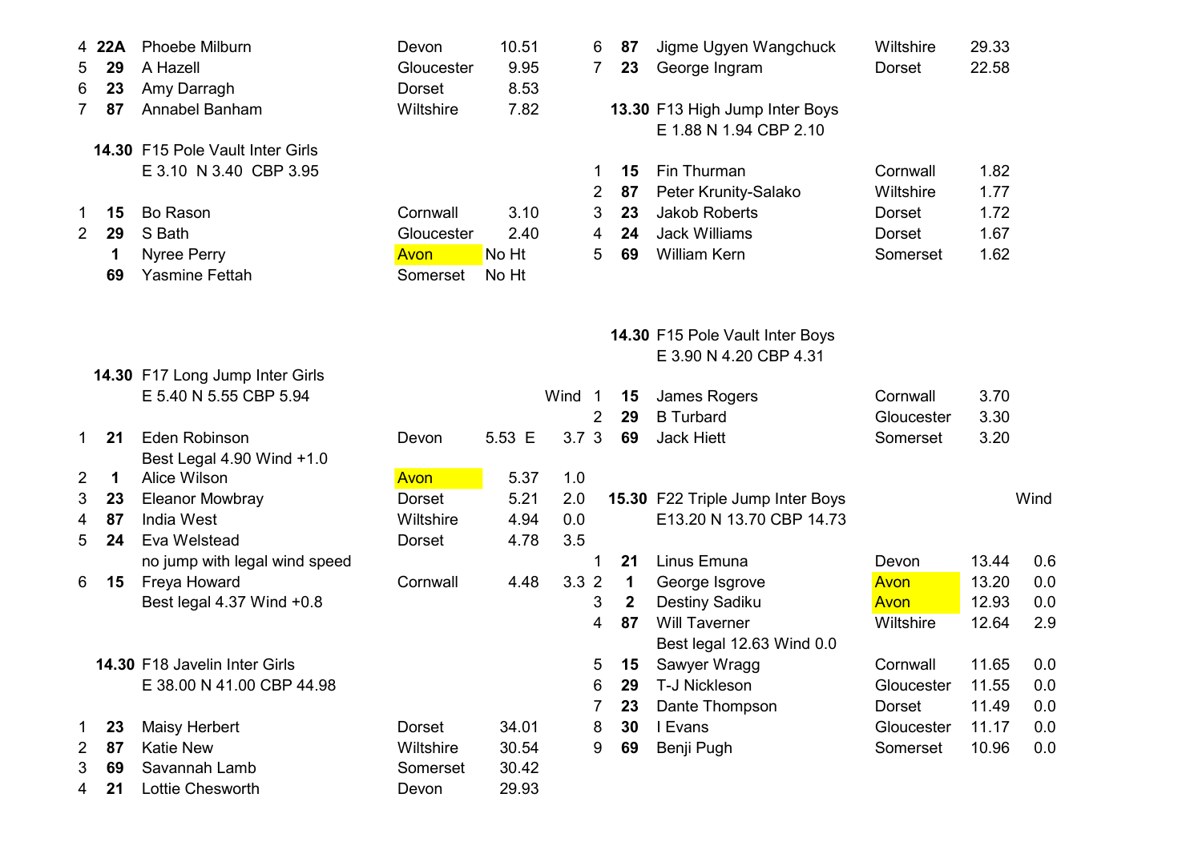| Pos | No | Name | County | Result |
|---|---|---|---|---|
| 4 | **22A** | Phoebe Milburn | Devon | 10.51 |
| 5 | **29** | A Hazell | Gloucester | 9.95 |
| 6 | **23** | Amy Darragh | Dorset | 8.53 |
| 7 | **87** | Annabel Banham | Wiltshire | 7.82 |

**14.30** F15 Pole Vault Inter Girls
E 3.10 N 3.40 CBP 3.95

| Pos | No | Name | County | Result |
|---|---|---|---|---|
| 1 | **15** | Bo Rason | Cornwall | 3.10 |
| 2 | **29** | S Bath | Gloucester | 2.40 |
| | **1** | Nyree Perry | Avon | No Ht |
| | **69** | Yasmine Fettah | Somerset | No Ht |

**14.30** F17 Long Jump Inter Girls
E 5.40 N 5.55 CBP 5.94

| Pos | No | Name | County | Result | Wind |
|---|---|---|---|---|---|
| 1 | **21** | Eden Robinson | Devon | 5.53 E | 3.7 |
| | | Best Legal 4.90 Wind +1.0 | | | |
| 2 | **1** | Alice Wilson | Avon | 5.37 | 1.0 |
| 3 | **23** | Eleanor Mowbray | Dorset | 5.21 | 2.0 |
| 4 | **87** | India West | Wiltshire | 4.94 | 0.0 |
| 5 | **24** | Eva Welstead | Dorset | 4.78 | 3.5 |
| | | no jump with legal wind speed | | | |
| 6 | **15** | Freya Howard | Cornwall | 4.48 | 3.3 |
| | | Best legal 4.37 Wind +0.8 | | | |

**14.30** F18 Javelin Inter Girls
E 38.00 N 41.00 CBP 44.98

| Pos | No | Name | County | Result |
|---|---|---|---|---|
| 1 | **23** | Maisy Herbert | Dorset | 34.01 |
| 2 | **87** | Katie New | Wiltshire | 30.54 |
| 3 | **69** | Savannah Lamb | Somerset | 30.42 |
| 4 | **21** | Lottie Chesworth | Devon | 29.93 |

| Pos | No | Name | County | Result |
|---|---|---|---|---|
| 6 | **87** | Jigme Ugyen Wangchuck | Wiltshire | 29.33 |
| 7 | **23** | George Ingram | Dorset | 22.58 |

**13.30** F13 High Jump Inter Boys
E 1.88 N 1.94 CBP 2.10

| Pos | No | Name | County | Result |
|---|---|---|---|---|
| 1 | **15** | Fin Thurman | Cornwall | 1.82 |
| 2 | **87** | Peter Krunity-Salako | Wiltshire | 1.77 |
| 3 | **23** | Jakob Roberts | Dorset | 1.72 |
| 4 | **24** | Jack Williams | Dorset | 1.67 |
| 5 | **69** | William Kern | Somerset | 1.62 |

**14.30** F15 Pole Vault Inter Boys
E 3.90 N 4.20 CBP 4.31

| Pos | No | Name | County | Result |
|---|---|---|---|---|
| 1 | **15** | James Rogers | Cornwall | 3.70 |
| 2 | **29** | B Turbard | Gloucester | 3.30 |
| 3 | **69** | Jack Hiett | Somerset | 3.20 |

**15.30** F22 Triple Jump Inter Boys
E13.20 N 13.70 CBP 14.73

| Pos | No | Name | County | Result | Wind |
|---|---|---|---|---|---|
| 1 | **21** | Linus Emuna | Devon | 13.44 | 0.6 |
| 2 | **1** | George Isgrove | Avon | 13.20 | 0.0 |
| 3 | **2** | Destiny Sadiku | Avon | 12.93 | 0.0 |
| 4 | **87** | Will Taverner | Wiltshire | 12.64 | 2.9 |
| | | Best legal 12.63 Wind 0.0 | | | |
| 5 | **15** | Sawyer Wragg | Cornwall | 11.65 | 0.0 |
| 6 | **29** | T-J Nickleson | Gloucester | 11.55 | 0.0 |
| 7 | **23** | Dante Thompson | Dorset | 11.49 | 0.0 |
| 8 | **30** | I Evans | Gloucester | 11.17 | 0.0 |
| 9 | **69** | Benji Pugh | Somerset | 10.96 | 0.0 |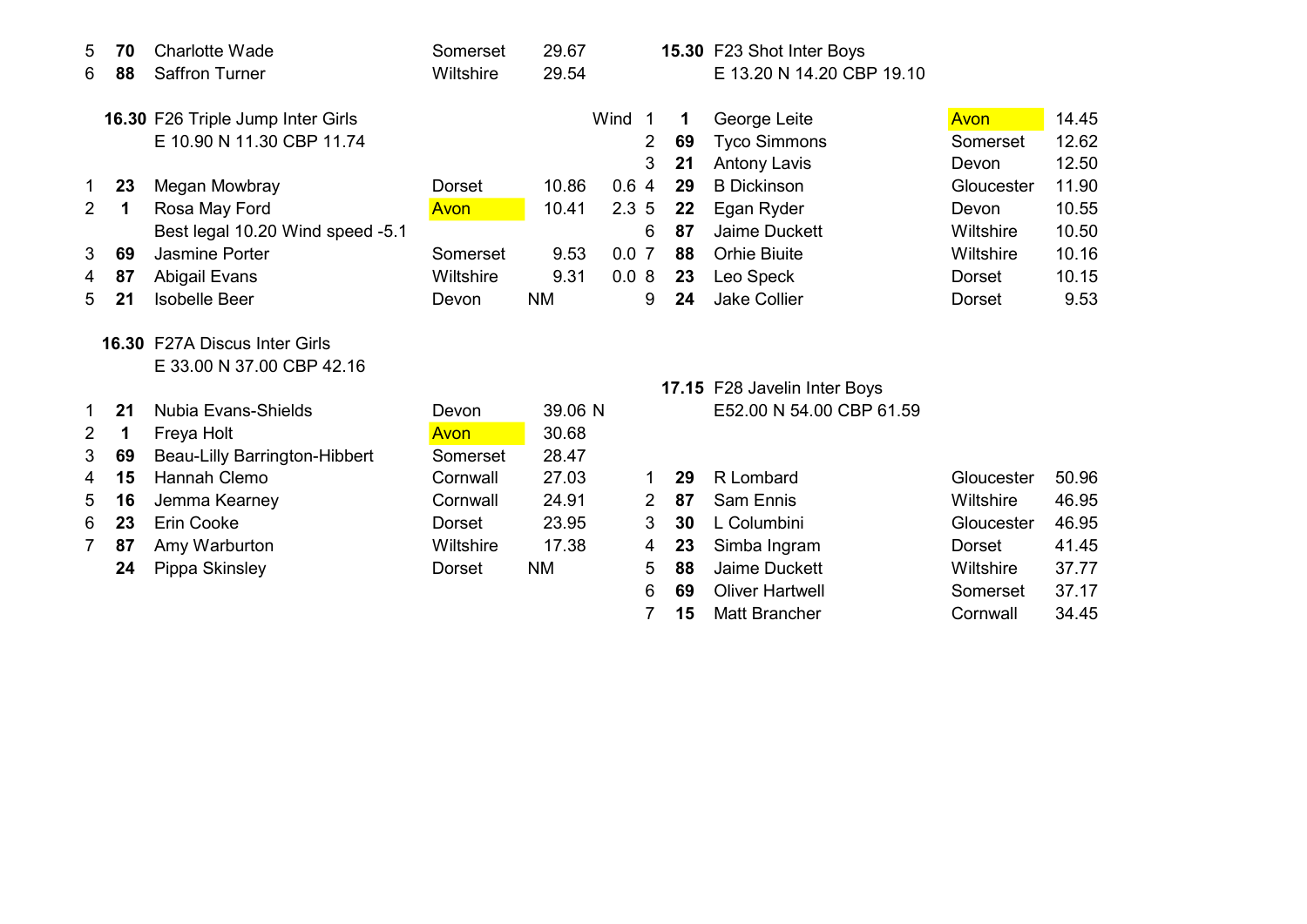| | | | | |
|---|---|---|---|---|
| 5 | **70** | Charlotte Wade | Somerset | 29.67 |
| 6 | **88** | Saffron Turner | Wiltshire | 29.54 |

**16.30** F26 Triple Jump Inter Girls
E 10.90 N 11.30 CBP 11.74

| | | | | | Wind |
|---|---|---|---|---|---|
| 1 | **23** | Megan Mowbray | Dorset | 10.86 | 0.6 |
| 2 | **1** | Rosa May Ford | Avon | 10.41 | 2.3 |
| | | Best legal 10.20 Wind speed -5.1 | | | |
| 3 | **69** | Jasmine Porter | Somerset | 9.53 | 0.0 |
| 4 | **87** | Abigail Evans | Wiltshire | 9.31 | 0.0 |
| 5 | **21** | Isobelle Beer | Devon | NM | |

**16.30** F27A Discus Inter Girls
E 33.00 N 37.00 CBP 42.16

| | | | | |
|---|---|---|---|---|
| 1 | **21** | Nubia Evans-Shields | Devon | 39.06 N |
| 2 | **1** | Freya Holt | Avon | 30.68 |
| 3 | **69** | Beau-Lilly Barrington-Hibbert | Somerset | 28.47 |
| 4 | **15** | Hannah Clemo | Cornwall | 27.03 |
| 5 | **16** | Jemma Kearney | Cornwall | 24.91 |
| 6 | **23** | Erin Cooke | Dorset | 23.95 |
| 7 | **87** | Amy Warburton | Wiltshire | 17.38 |
| | **24** | Pippa Skinsley | Dorset | NM |

**15.30** F23 Shot Inter Boys
E 13.20 N 14.20 CBP 19.10

| | | | | |
|---|---|---|---|---|
| 1 | **1** | George Leite | Avon | 14.45 |
| 2 | **69** | Tyco Simmons | Somerset | 12.62 |
| 3 | **21** | Antony Lavis | Devon | 12.50 |
| 4 | **29** | B Dickinson | Gloucester | 11.90 |
| 5 | **22** | Egan Ryder | Devon | 10.55 |
| 6 | **87** | Jaime Duckett | Wiltshire | 10.50 |
| 7 | **88** | Orhie Biuite | Wiltshire | 10.16 |
| 8 | **23** | Leo Speck | Dorset | 10.15 |
| 9 | **24** | Jake Collier | Dorset | 9.53 |

**17.15** F28 Javelin Inter Boys
E52.00 N 54.00 CBP 61.59

| | | | | |
|---|---|---|---|---|
| 1 | **29** | R Lombard | Gloucester | 50.96 |
| 2 | **87** | Sam Ennis | Wiltshire | 46.95 |
| 3 | **30** | L Columbini | Gloucester | 46.95 |
| 4 | **23** | Simba Ingram | Dorset | 41.45 |
| 5 | **88** | Jaime Duckett | Wiltshire | 37.77 |
| 6 | **69** | Oliver Hartwell | Somerset | 37.17 |
| 7 | **15** | Matt Brancher | Cornwall | 34.45 |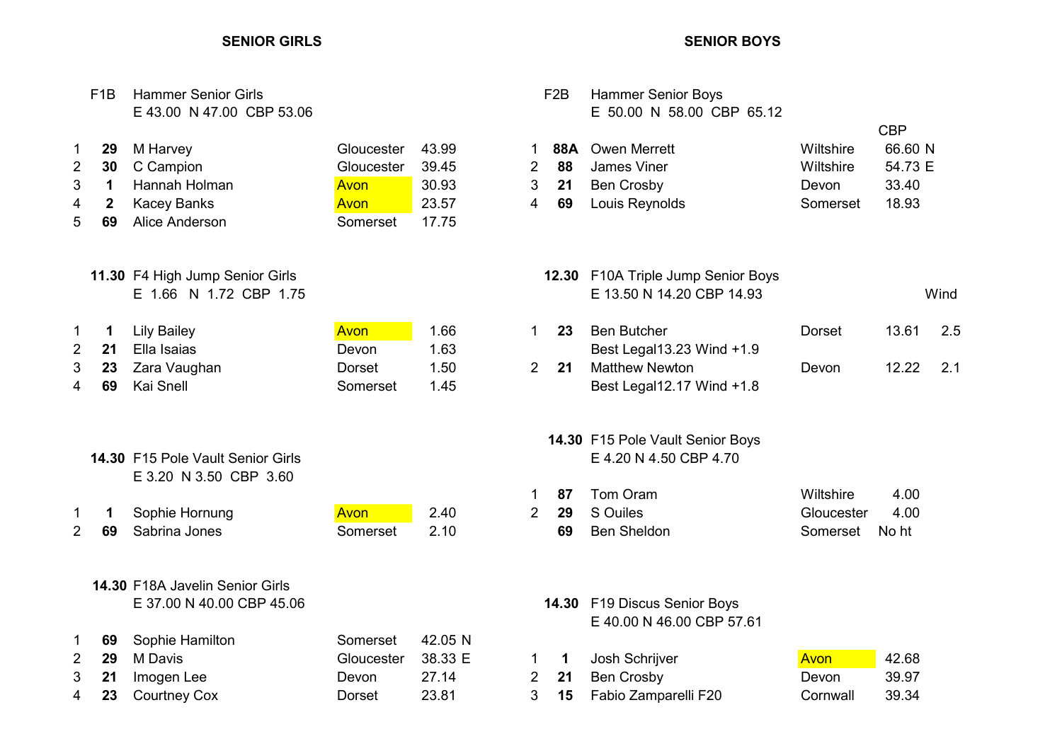## SENIOR GIRLS

**F1B Hammer Senior Girls**
E 43.00 N 47.00 CBP 53.06

| Pos | No | Name | County | Result |
|---|---|---|---|---|
| 1 | **29** | M Harvey | Gloucester | 43.99 |
| 2 | **30** | C Campion | Gloucester | 39.45 |
| 3 | **1** | Hannah Holman | Avon | 30.93 |
| 4 | **2** | Kacey Banks | Avon | 23.57 |
| 5 | **69** | Alice Anderson | Somerset | 17.75 |

**11.30 F4 High Jump Senior Girls**
E 1.66 N 1.72 CBP 1.75

| Pos | No | Name | County | Result |
|---|---|---|---|---|
| 1 | **1** | Lily Bailey | Avon | 1.66 |
| 2 | **21** | Ella Isaias | Devon | 1.63 |
| 3 | **23** | Zara Vaughan | Dorset | 1.50 |
| 4 | **69** | Kai Snell | Somerset | 1.45 |

**14.30 F15 Pole Vault Senior Girls**
E 3.20 N 3.50 CBP 3.60

| Pos | No | Name | County | Result |
|---|---|---|---|---|
| 1 | **1** | Sophie Hornung | Avon | 2.40 |
| 2 | **69** | Sabrina Jones | Somerset | 2.10 |

**14.30 F18A Javelin Senior Girls**
E 37.00 N 40.00 CBP 45.06

| Pos | No | Name | County | Result |
|---|---|---|---|---|
| 1 | **69** | Sophie Hamilton | Somerset | 42.05 N |
| 2 | **29** | M Davis | Gloucester | 38.33 E |
| 3 | **21** | Imogen Lee | Devon | 27.14 |
| 4 | **23** | Courtney Cox | Dorset | 23.81 |

## SENIOR BOYS

**F2B Hammer Senior Boys**
E 50.00 N 58.00 CBP 65.12

| Pos | No | Name | County | CBP |
|---|---|---|---|---|
| 1 | **88A** | Owen Merrett | Wiltshire | 66.60 N |
| 2 | **88** | James Viner | Wiltshire | 54.73 E |
| 3 | **21** | Ben Crosby | Devon | 33.40 |
| 4 | **69** | Louis Reynolds | Somerset | 18.93 |

**12.30 F10A Triple Jump Senior Boys**
E 13.50 N 14.20 CBP 14.93

| Pos | No | Name | County | Result | Wind |
|---|---|---|---|---|---|
| 1 | **23** | Ben Butcher | Dorset | 13.61 | 2.5 |
| | | Best Legal13.23 Wind +1.9 | | | |
| 2 | **21** | Matthew Newton | Devon | 12.22 | 2.1 |
| | | Best Legal12.17 Wind +1.8 | | | |

**14.30 F15 Pole Vault Senior Boys**
E 4.20 N 4.50 CBP 4.70

| Pos | No | Name | County | Result |
|---|---|---|---|---|
| 1 | **87** | Tom Oram | Wiltshire | 4.00 |
| 2 | **29** | S Ouiles | Gloucester | 4.00 |
| | **69** | Ben Sheldon | Somerset | No ht |

**14.30 F19 Discus Senior Boys**
E 40.00 N 46.00 CBP 57.61

| Pos | No | Name | County | Result |
|---|---|---|---|---|
| 1 | **1** | Josh Schrijver | Avon | 42.68 |
| 2 | **21** | Ben Crosby | Devon | 39.97 |
| 3 | **15** | Fabio Zamparelli F20 | Cornwall | 39.34 |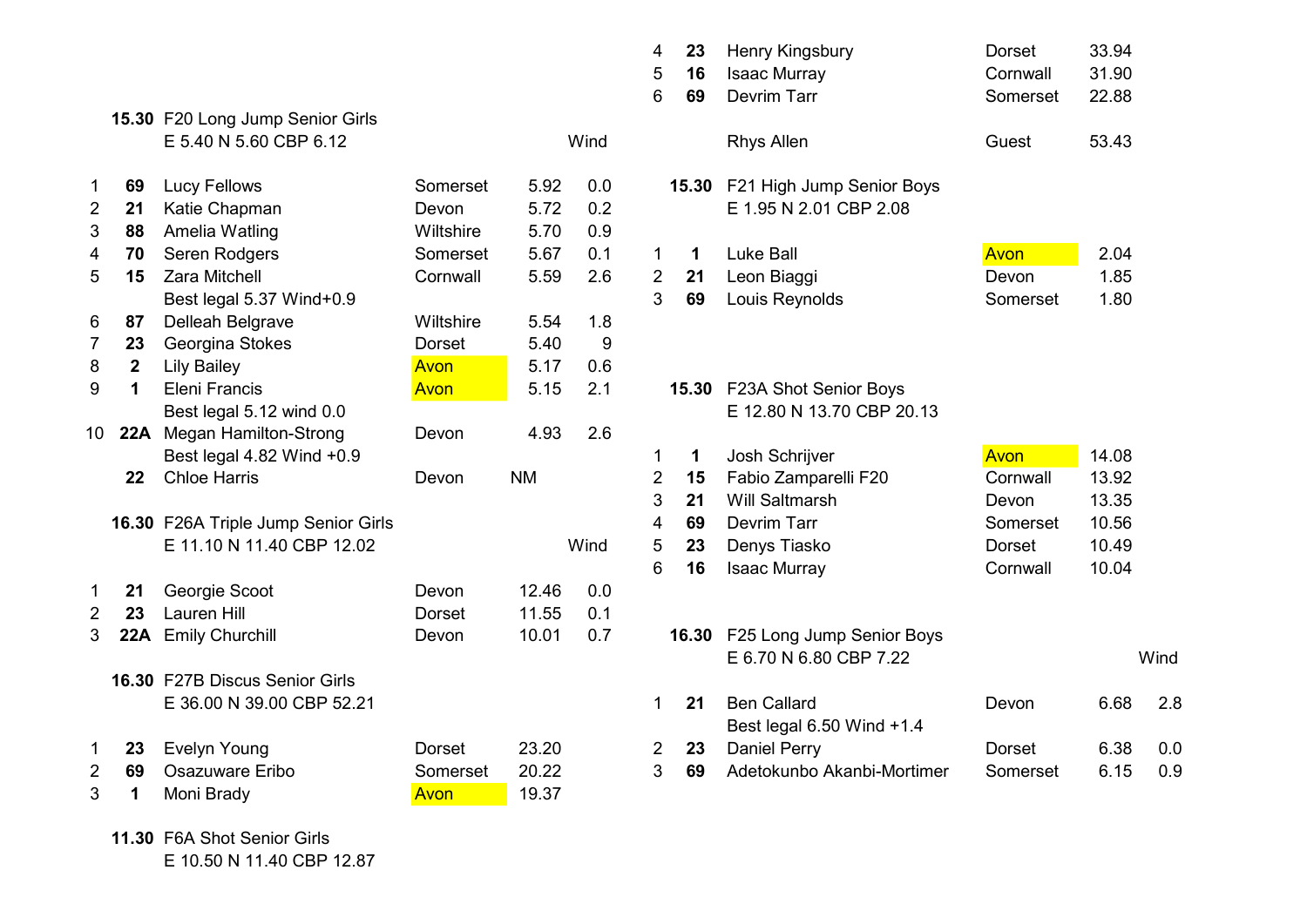**15.30** F20 Long Jump Senior Girls

E 5.40 N 5.60 CBP 6.12

| | | | | | Wind |
|---|---|---|---|---|---|
| 1 | **69** | Lucy Fellows | Somerset | 5.92 | 0.0 |
| 2 | **21** | Katie Chapman | Devon | 5.72 | 0.2 |
| 3 | **88** | Amelia Watling | Wiltshire | 5.70 | 0.9 |
| 4 | **70** | Seren Rodgers | Somerset | 5.67 | 0.1 |
| 5 | **15** | Zara Mitchell | Cornwall | 5.59 | 2.6 |
| | | Best legal 5.37 Wind+0.9 | | | |
| 6 | **87** | Delleah Belgrave | Wiltshire | 5.54 | 1.8 |
| 7 | **23** | Georgina Stokes | Dorset | 5.40 | 9 |
| 8 | **2** | Lily Bailey | Avon | 5.17 | 0.6 |
| 9 | **1** | Eleni Francis | Avon | 5.15 | 2.1 |
| | | Best legal 5.12 wind 0.0 | | | |
| 10 | **22A** | Megan Hamilton-Strong | Devon | 4.93 | 2.6 |
| | | Best legal 4.82 Wind +0.9 | | | |
| | **22** | Chloe Harris | Devon | NM | |

**16.30** F26A Triple Jump Senior Girls

E 11.10 N 11.40 CBP 12.02

| | | | | | Wind |
|---|---|---|---|---|---|
| 1 | **21** | Georgie Scoot | Devon | 12.46 | 0.0 |
| 2 | **23** | Lauren Hill | Dorset | 11.55 | 0.1 |
| 3 | **22A** | Emily Churchill | Devon | 10.01 | 0.7 |

**16.30** F27B Discus Senior Girls

E 36.00 N 39.00 CBP 52.21

| | | | | |
|---|---|---|---|---|
| 1 | **23** | Evelyn Young | Dorset | 23.20 |
| 2 | **69** | Osazuware Eribo | Somerset | 20.22 |
| 3 | **1** | Moni Brady | Avon | 19.37 |

**11.30** F6A Shot Senior Girls

E 10.50 N 11.40 CBP 12.87

| | | | | |
|---|---|---|---|---|
| 4 | **23** | Henry Kingsbury | Dorset | 33.94 |
| 5 | **16** | Isaac Murray | Cornwall | 31.90 |
| 6 | **69** | Devrim Tarr | Somerset | 22.88 |
| | | Rhys Allen | Guest | 53.43 |

**15.30** F21 High Jump Senior Boys

E 1.95 N 2.01 CBP 2.08

| | | | | |
|---|---|---|---|---|
| 1 | **1** | Luke Ball | Avon | 2.04 |
| 2 | **21** | Leon Biaggi | Devon | 1.85 |
| 3 | **69** | Louis Reynolds | Somerset | 1.80 |

**15.30** F23A Shot Senior Boys

E 12.80 N 13.70 CBP 20.13

| | | | | |
|---|---|---|---|---|
| 1 | **1** | Josh Schrijver | Avon | 14.08 |
| 2 | **15** | Fabio Zamparelli F20 | Cornwall | 13.92 |
| 3 | **21** | Will Saltmarsh | Devon | 13.35 |
| 4 | **69** | Devrim Tarr | Somerset | 10.56 |
| 5 | **23** | Denys Tiasko | Dorset | 10.49 |
| 6 | **16** | Isaac Murray | Cornwall | 10.04 |

**16.30** F25 Long Jump Senior Boys

E 6.70 N 6.80 CBP 7.22

| | | | | | Wind |
|---|---|---|---|---|---|
| 1 | **21** | Ben Callard | Devon | 6.68 | 2.8 |
| | | Best legal 6.50 Wind +1.4 | | | |
| 2 | **23** | Daniel Perry | Dorset | 6.38 | 0.0 |
| 3 | **69** | Adetokunbo Akanbi-Mortimer | Somerset | 6.15 | 0.9 |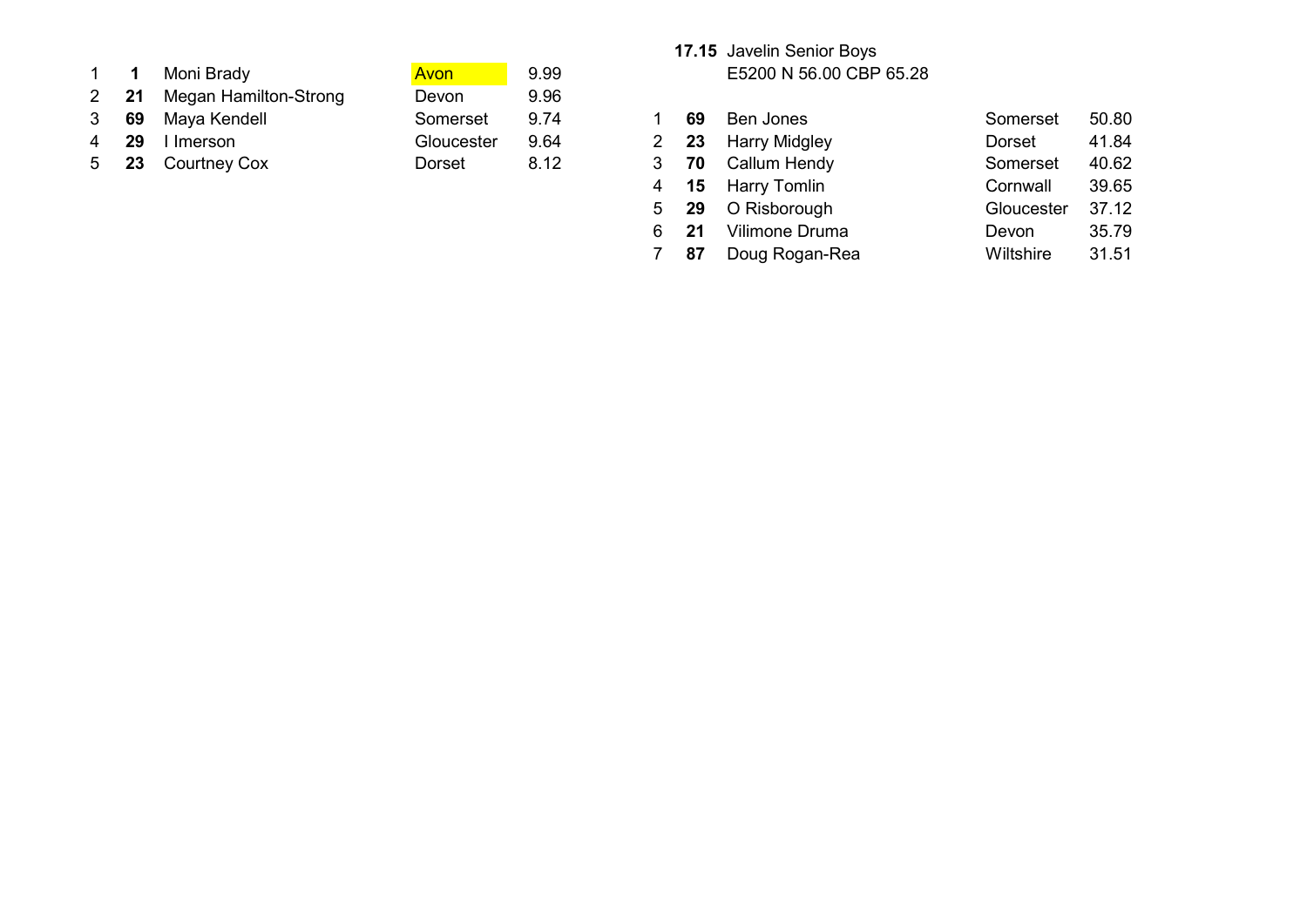| | | | | |
|---|---|---|---|---|
| 1 | **1** | Moni Brady | Avon | 9.99 |
| 2 | **21** | Megan Hamilton-Strong | Devon | 9.96 |
| 3 | **69** | Maya Kendell | Somerset | 9.74 |
| 4 | **29** | I Imerson | Gloucester | 9.64 |
| 5 | **23** | Courtney Cox | Dorset | 8.12 |

**17.15** Javelin Senior Boys
E5200 N 56.00 CBP 65.28

| | | | | |
|---|---|---|---|---|
| 1 | **69** | Ben Jones | Somerset | 50.80 |
| 2 | **23** | Harry Midgley | Dorset | 41.84 |
| 3 | **70** | Callum Hendy | Somerset | 40.62 |
| 4 | **15** | Harry Tomlin | Cornwall | 39.65 |
| 5 | **29** | O Risborough | Gloucester | 37.12 |
| 6 | **21** | Vilimone Druma | Devon | 35.79 |
| 7 | **87** | Doug Rogan-Rea | Wiltshire | 31.51 |